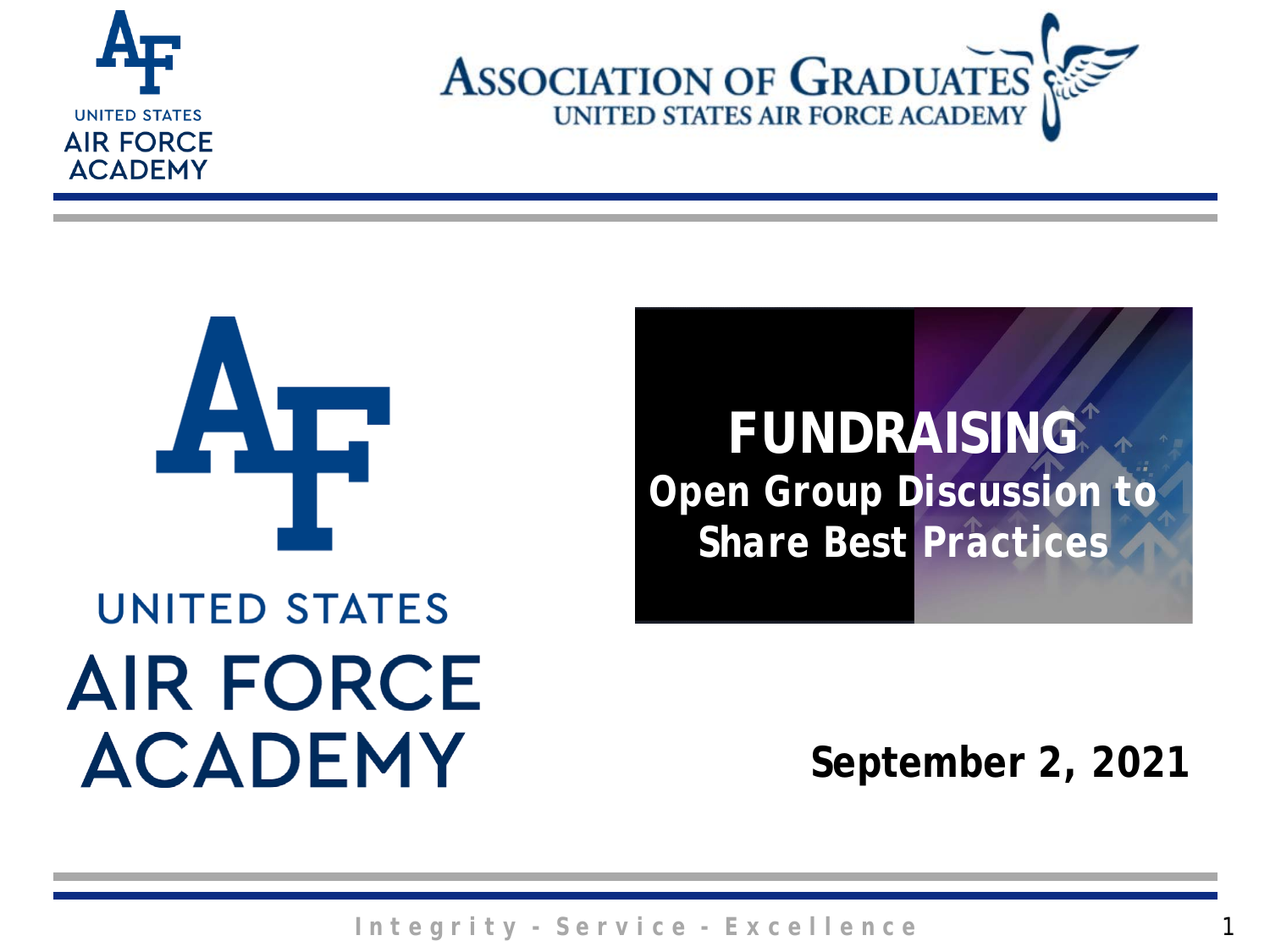UNITED STATES AIR FORCE ACADEMY

ASSOCIATION OF GRADUATES
UNITED STATES AIR FORCE ACADEMY

UNITED STATES AIR FORCE ACADEMY

# FUNDRAISING

## Open Group Discussion to Share Best Practices

**September 2, 2021**

Integrity - Service - Excellence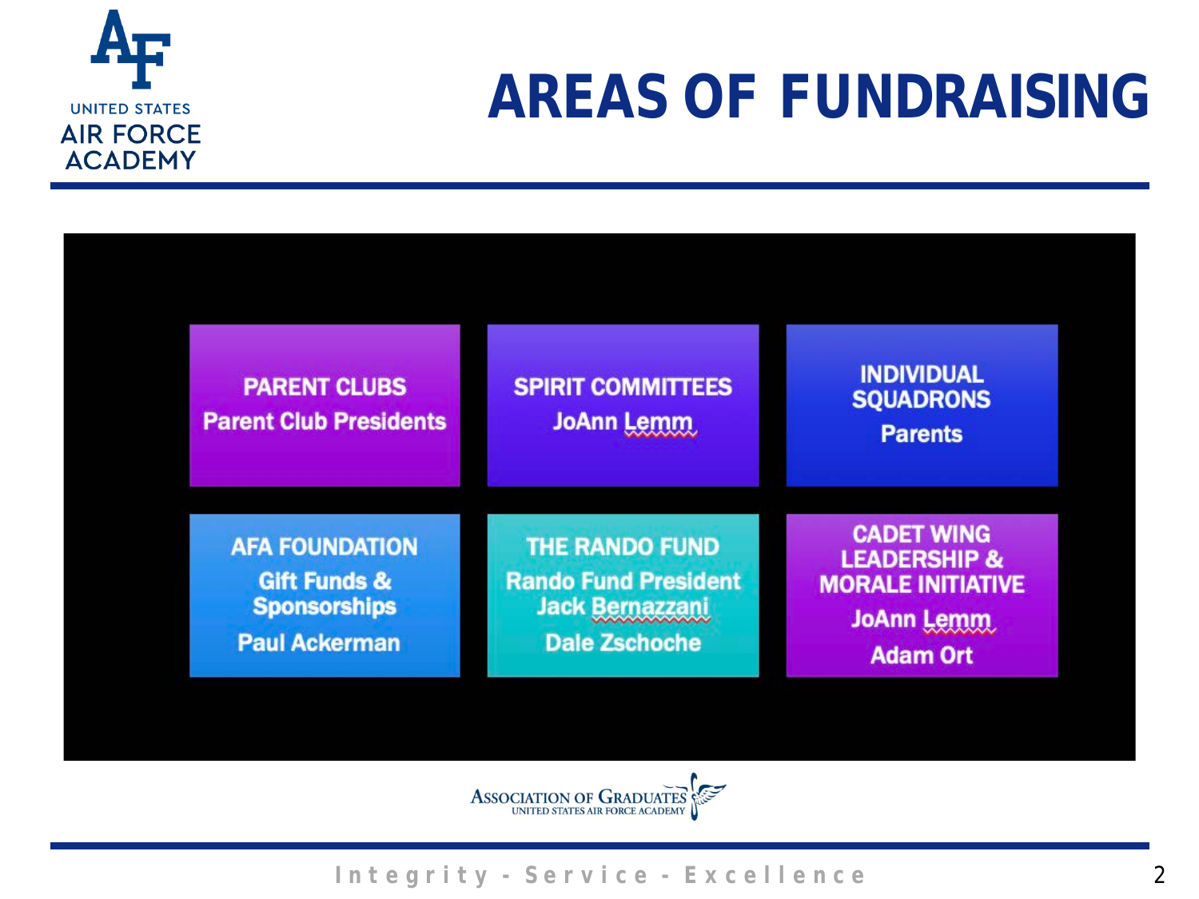# AREAS OF FUNDRAISING

**PARENT CLUBS**
Parent Club Presidents

**SPIRIT COMMITTEES**
JoAnn Lemm

**INDIVIDUAL SQUADRONS**
Parents

**AFA FOUNDATION**
Gift Funds & Sponsorships
Paul Ackerman

**THE RANDO FUND**
Rando Fund President
Jack Bernazzani
Dale Zschoche

**CADET WING LEADERSHIP & MORALE INITIATIVE**
JoAnn Lemm
Adam Ort

Association of Graduates
United States Air Force Academy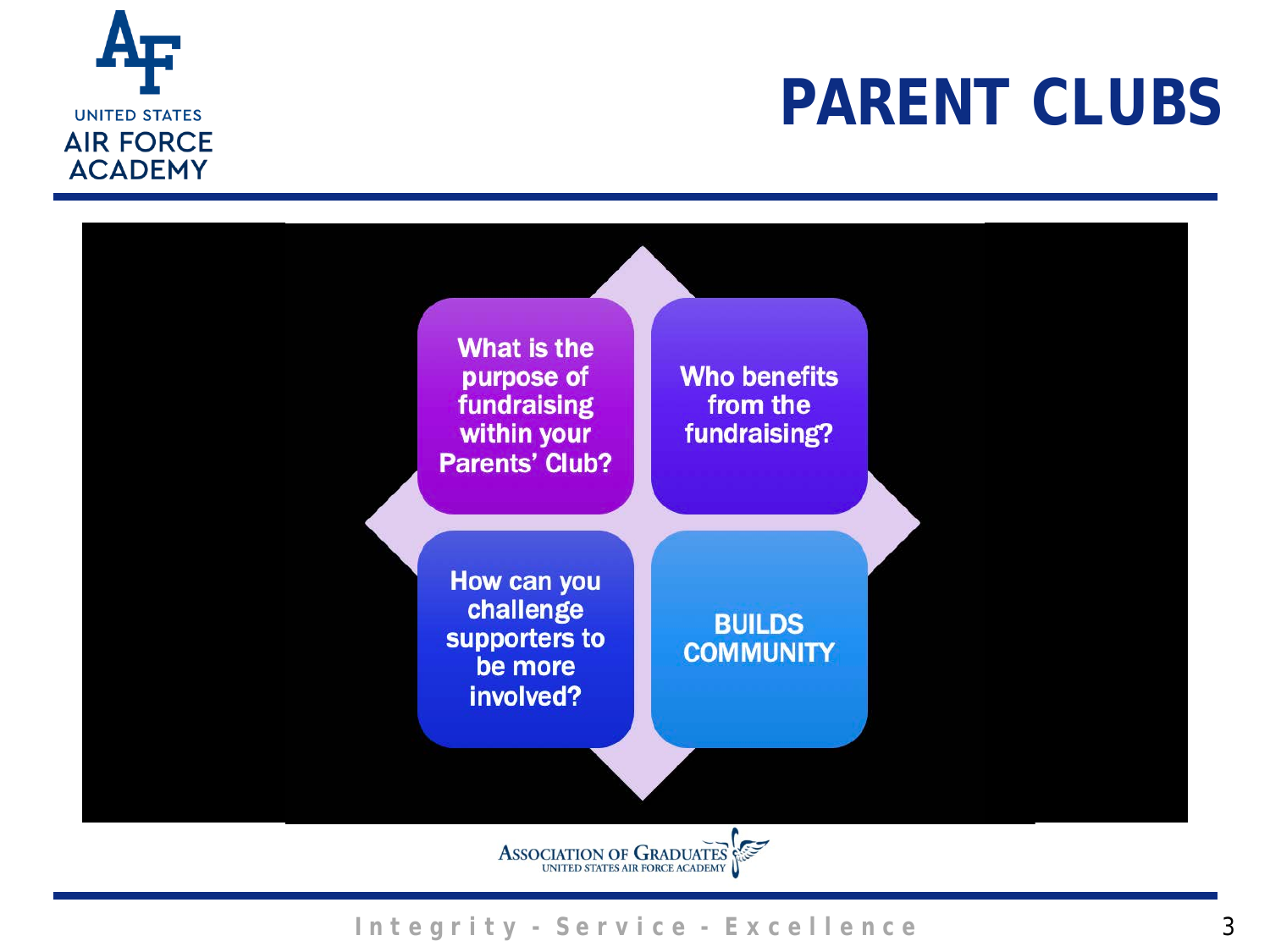# PARENT CLUBS

- What is the purpose of fundraising within your Parents' Club?
- Who benefits from the fundraising?
- How can you challenge supporters to be more involved?
- BUILDS COMMUNITY

Integrity - Service - Excellence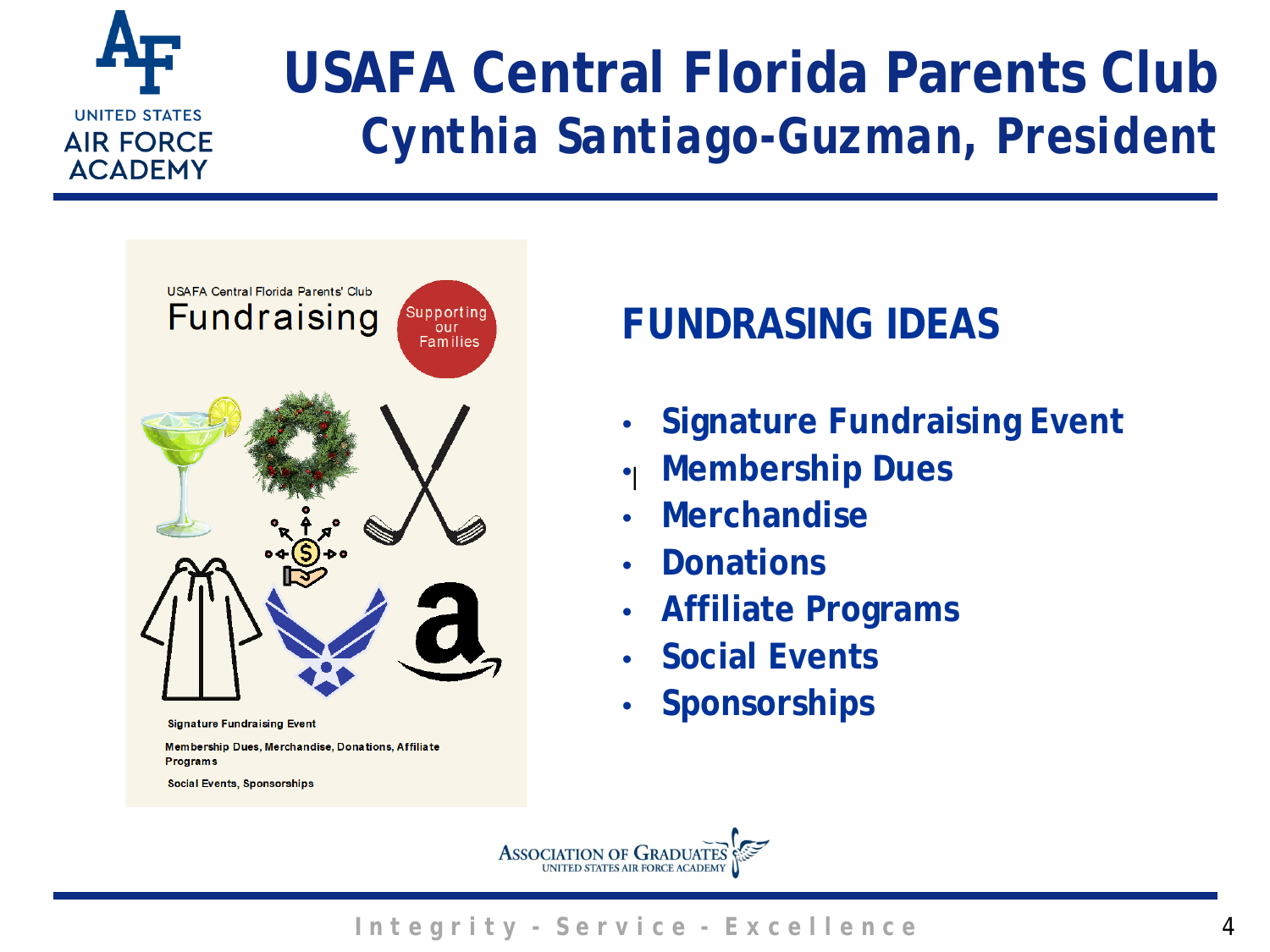# USAFA Central Florida Parents Club

## Cynthia Santiago-Guzman, President

USAFA Central Florida Parents' Club

Fundraising

Supporting our Families

Signature Fundraising Event

Membership Dues, Merchandise, Donations, Affiliate Programs

Social Events, Sponsorships

## FUNDRASING IDEAS

- Signature Fundraising Event
- Membership Dues
- Merchandise
- Donations
- Affiliate Programs
- Social Events
- Sponsorships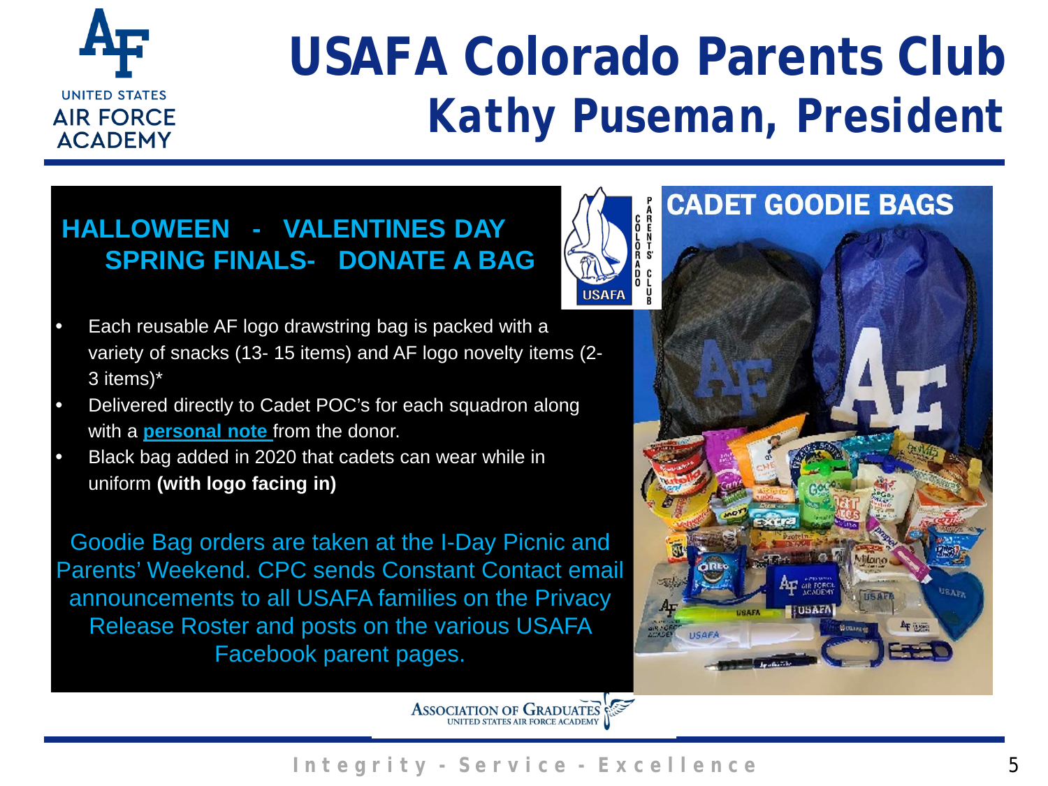# USAFA Colorado Parents Club
## Kathy Puseman, President

### HALLOWEEN - VALENTINES DAY SPRING FINALS- DONATE A BAG

- Each reusable AF logo drawstring bag is packed with a variety of snacks (13- 15 items) and AF logo novelty items (2-3 items)*
- Delivered directly to Cadet POC's for each squadron along with a **personal note** from the donor.
- Black bag added in 2020 that cadets can wear while in uniform **(with logo facing in)**

Goodie Bag orders are taken at the I-Day Picnic and Parents' Weekend. CPC sends Constant Contact email announcements to all USAFA families on the Privacy Release Roster and posts on the various USAFA Facebook parent pages.

### CADET GOODIE BAGS

Integrity - Service - Excellence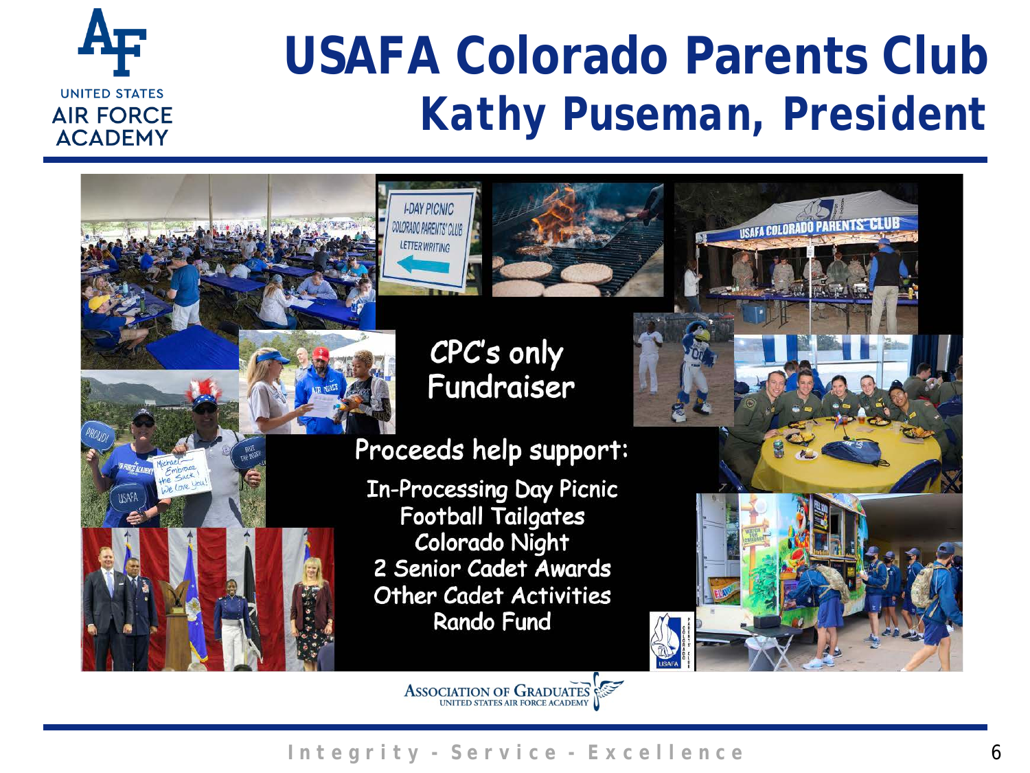# USAFA Colorado Parents Club

## Kathy Puseman, President

CPC's only Fundraiser

Proceeds help support:

In-Processing Day Picnic
Football Tailgates
Colorado Night
2 Senior Cadet Awards
Other Cadet Activities
Rando Fund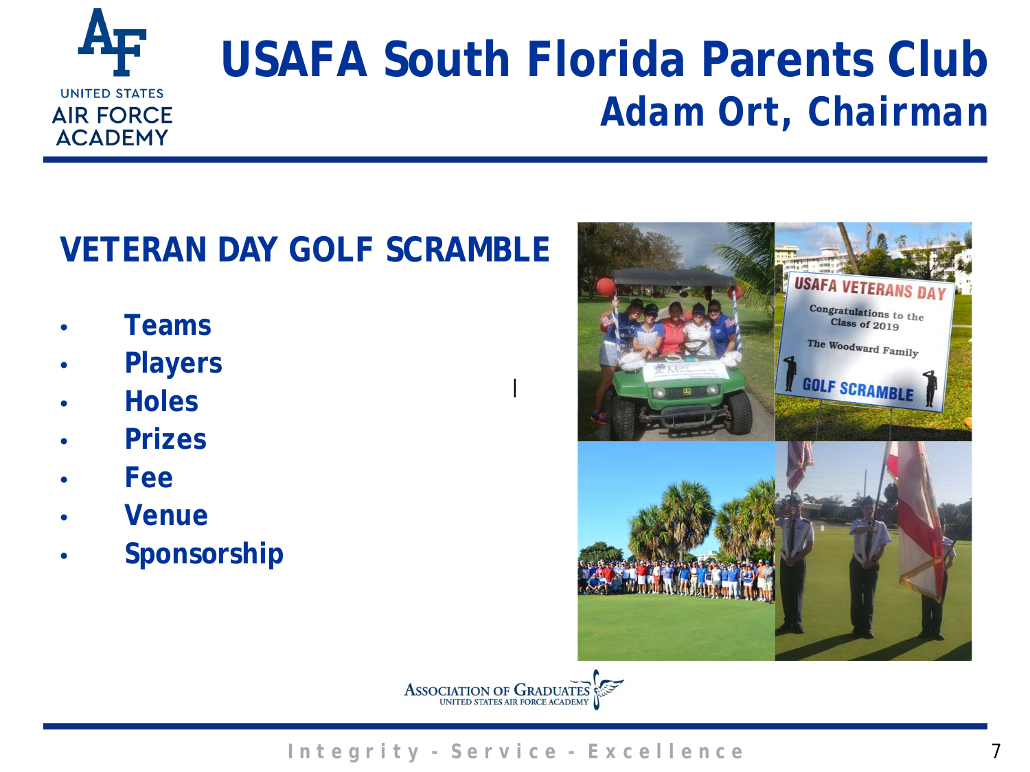# USAFA South Florida Parents Club

## Adam Ort, Chairman

## VETERAN DAY GOLF SCRAMBLE

- Teams
- Players
- Holes
- Prizes
- Fee
- Venue
- Sponsorship

Integrity - Service - Excellence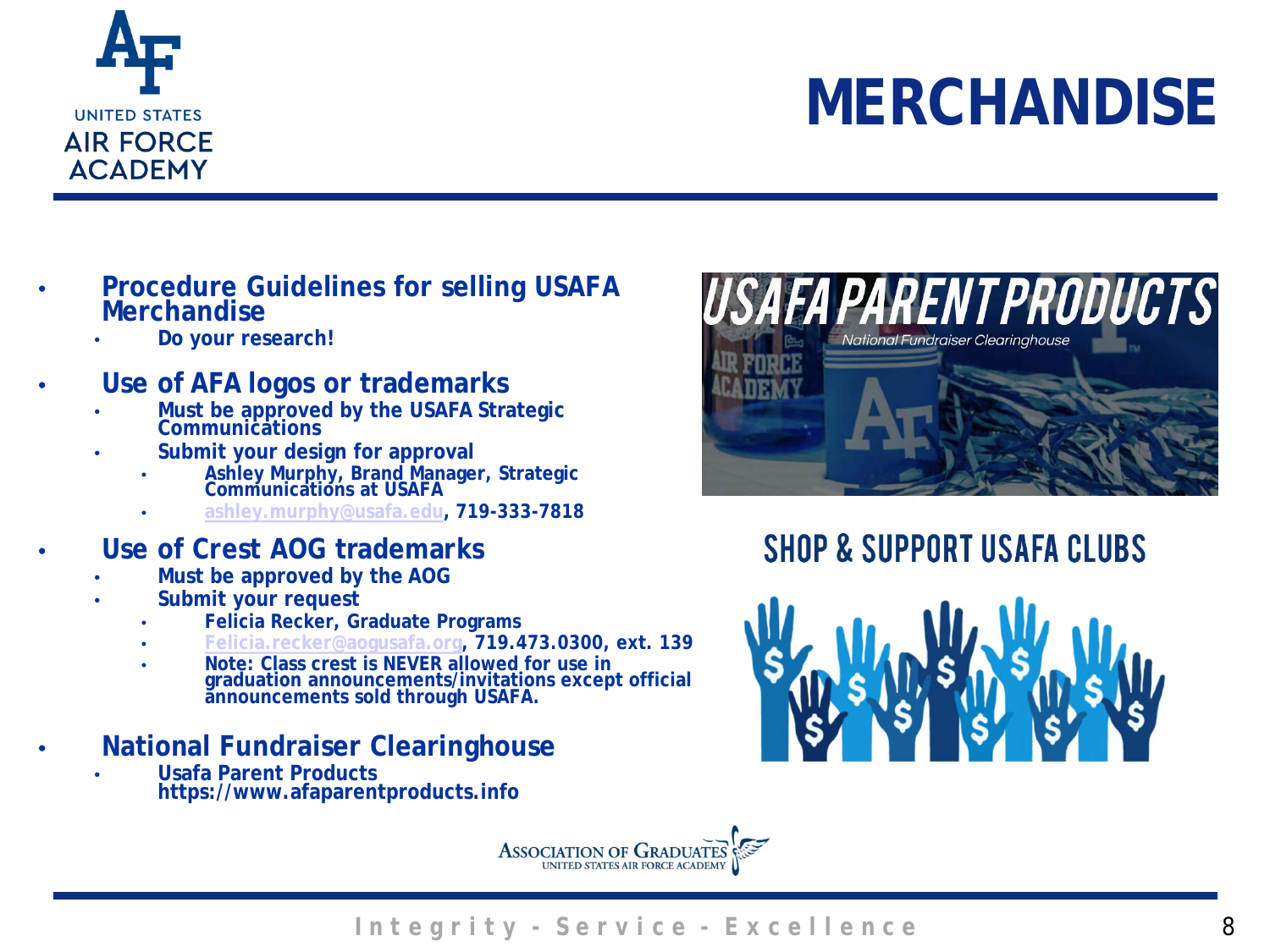# MERCHANDISE

- **Procedure Guidelines for selling USAFA Merchandise**
  - **Do your research!**
- **Use of AFA logos or trademarks**
  - **Must be approved by the USAFA Strategic Communications**
  - **Submit your design for approval**
    - **Ashley Murphy, Brand Manager, Strategic Communications at USAFA**
    - **ashley.murphy@usafa.edu, 719-333-7818**
- **Use of Crest AOG trademarks**
  - **Must be approved by the AOG**
  - **Submit your request**
    - **Felicia Recker, Graduate Programs**
    - **Felicia.recker@aogusafa.org, 719.473.0300, ext. 139**
    - **Note: Class crest is NEVER allowed for use in graduation announcements/invitations except official announcements sold through USAFA.**
- **National Fundraiser Clearinghouse**
  - **Usafa Parent Products https://www.afaparentproducts.info**

USAFA PARENT PRODUCTS

National Fundraiser Clearinghouse

SHOP & SUPPORT USAFA CLUBS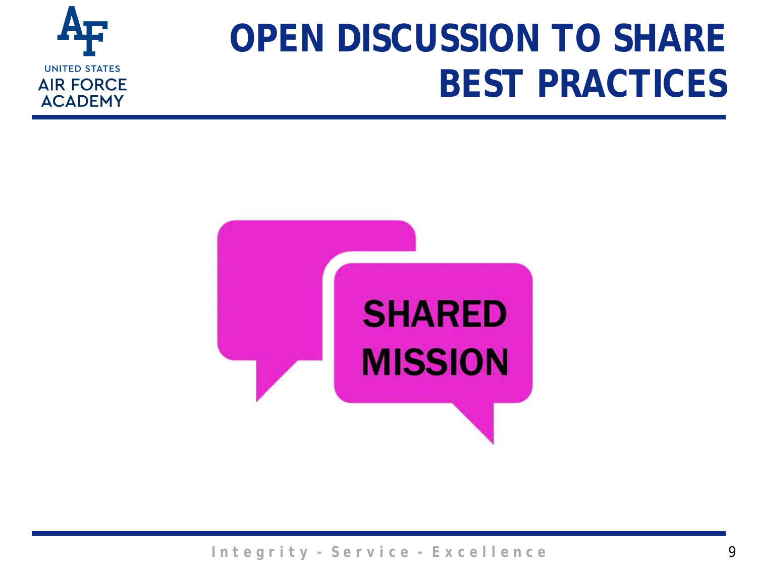# OPEN DISCUSSION TO SHARE BEST PRACTICES

SHARED MISSION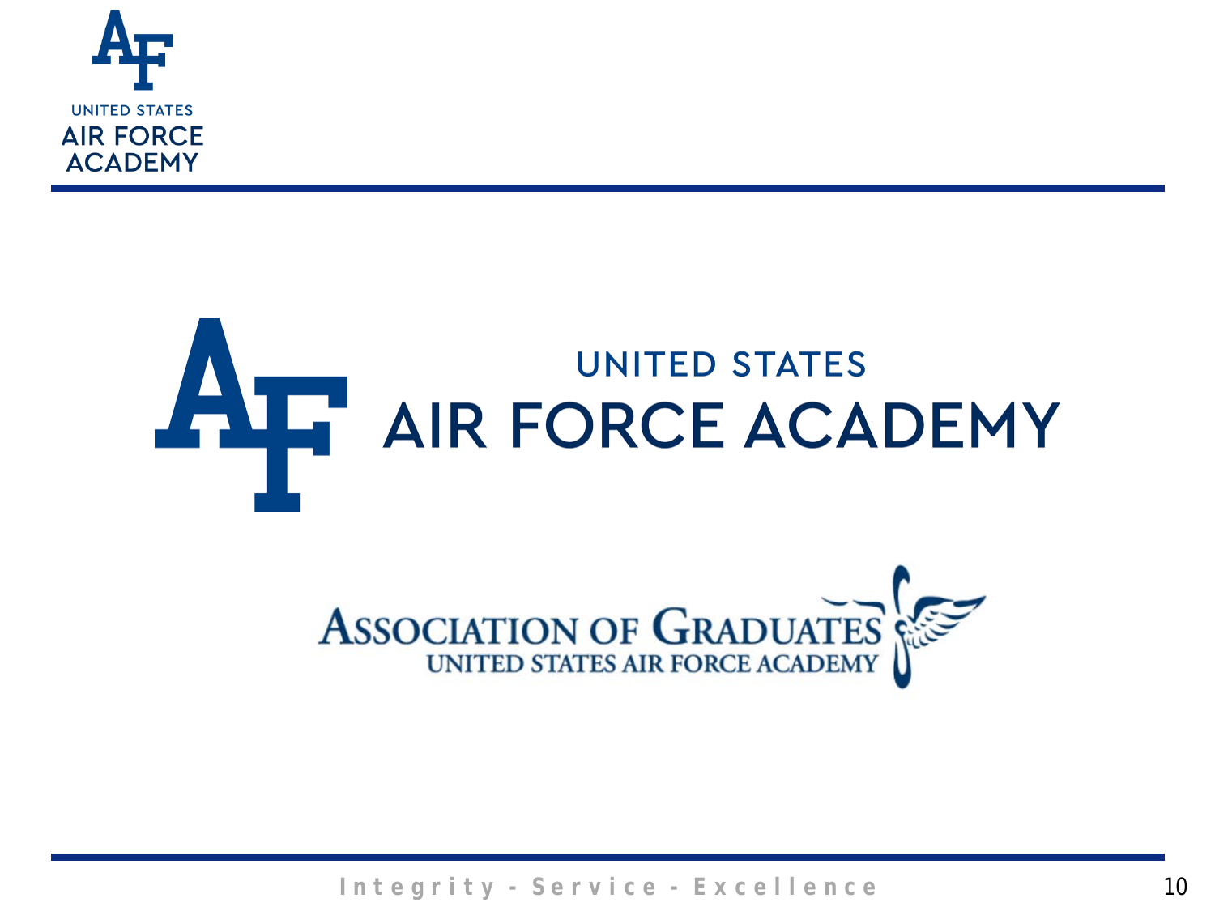UNITED STATES
AIR FORCE ACADEMY

ASSOCIATION OF GRADUATES
UNITED STATES AIR FORCE ACADEMY